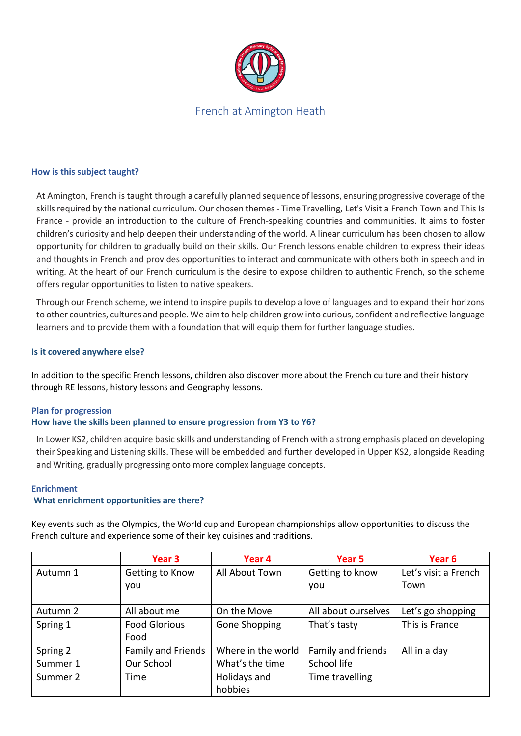# French at Amington Heath

### How is this subject taught?

At Amington, French is taught through a carefully planned sequence of lessons, ensuring progressive coverage of the skills required by the national curriculum. Our chosen themes - Time Travelling, Let's Visit a French Town and This Is France - provide an introduction to the culture of French-speaking countries and communities. It aims to foster children's curiosity and help deepen their understanding of the world. A linear curriculum has been chosen to allow opportunity for children to gradually build on their skills. Our French lessons enable children to express their ideas and thoughts in French and provides opportunities to interact and communicate with others both in speech and in writing. At the heart of our French curriculum is the desire to expose children to authentic French, so the scheme offers regular opportunities to listen to native speakers.

Through our French scheme, we intend to inspire pupils to develop a love of languages and to expand their horizons to other countries, cultures and people. We aim to help children grow into curious, confident and reflective language learners and to provide them with a foundation that will equip them for further language studies.

### Is it covered anywhere else?

In addition to the specific French lessons, children also discover more about the French culture and their history through RE lessons, history lessons and Geography lessons.

### Plan for progression
### How have the skills been planned to ensure progression from Y3 to Y6?

In Lower KS2, children acquire basic skills and understanding of French with a strong emphasis placed on developing their Speaking and Listening skills. These will be embedded and further developed in Upper KS2, alongside Reading and Writing, gradually progressing onto more complex language concepts.

### Enrichment
### What enrichment opportunities are there?

Key events such as the Olympics, the World cup and European championships allow opportunities to discuss the French culture and experience some of their key cuisines and traditions.

| | Year 3 | Year 4 | Year 5 | Year 6 |
|---|---|---|---|---|
| Autumn 1 | Getting to Know you | All About Town | Getting to know you | Let's visit a French Town |
| Autumn 2 | All about me | On the Move | All about ourselves | Let's go shopping |
| Spring 1 | Food Glorious Food | Gone Shopping | That's tasty | This is France |
| Spring 2 | Family and Friends | Where in the world | Family and friends | All in a day |
| Summer 1 | Our School | What's the time | School life | |
| Summer 2 | Time | Holidays and hobbies | Time travelling | |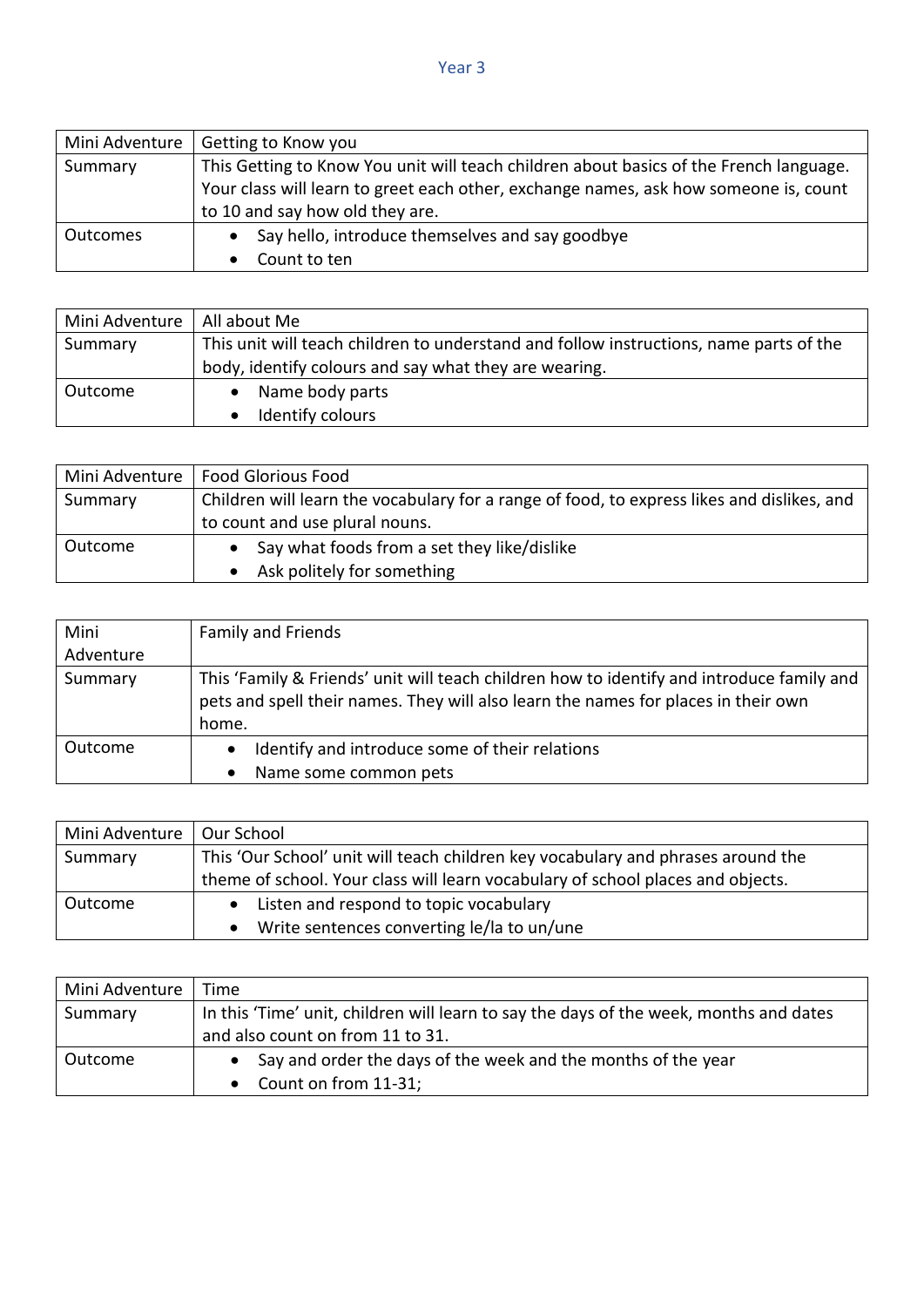# Year 3

| Mini Adventure | Getting to Know you |
|---|---|
| Summary | This Getting to Know You unit will teach children about basics of the French language. Your class will learn to greet each other, exchange names, ask how someone is, count to 10 and say how old they are. |
| Outcomes | • Say hello, introduce themselves and say goodbye<br>• Count to ten |

| Mini Adventure | All about Me |
|---|---|
| Summary | This unit will teach children to understand and follow instructions, name parts of the body, identify colours and say what they are wearing. |
| Outcome | • Name body parts<br>• Identify colours |

| Mini Adventure | Food Glorious Food |
|---|---|
| Summary | Children will learn the vocabulary for a range of food, to express likes and dislikes, and to count and use plural nouns. |
| Outcome | • Say what foods from a set they like/dislike<br>• Ask politely for something |

| Mini Adventure | Family and Friends |
|---|---|
| Summary | This 'Family & Friends' unit will teach children how to identify and introduce family and pets and spell their names. They will also learn the names for places in their own home. |
| Outcome | • Identify and introduce some of their relations<br>• Name some common pets |

| Mini Adventure | Our School |
|---|---|
| Summary | This 'Our School' unit will teach children key vocabulary and phrases around the theme of school. Your class will learn vocabulary of school places and objects. |
| Outcome | • Listen and respond to topic vocabulary<br>• Write sentences converting le/la to un/une |

| Mini Adventure | Time |
|---|---|
| Summary | In this 'Time' unit, children will learn to say the days of the week, months and dates and also count on from 11 to 31. |
| Outcome | • Say and order the days of the week and the months of the year<br>• Count on from 11-31; |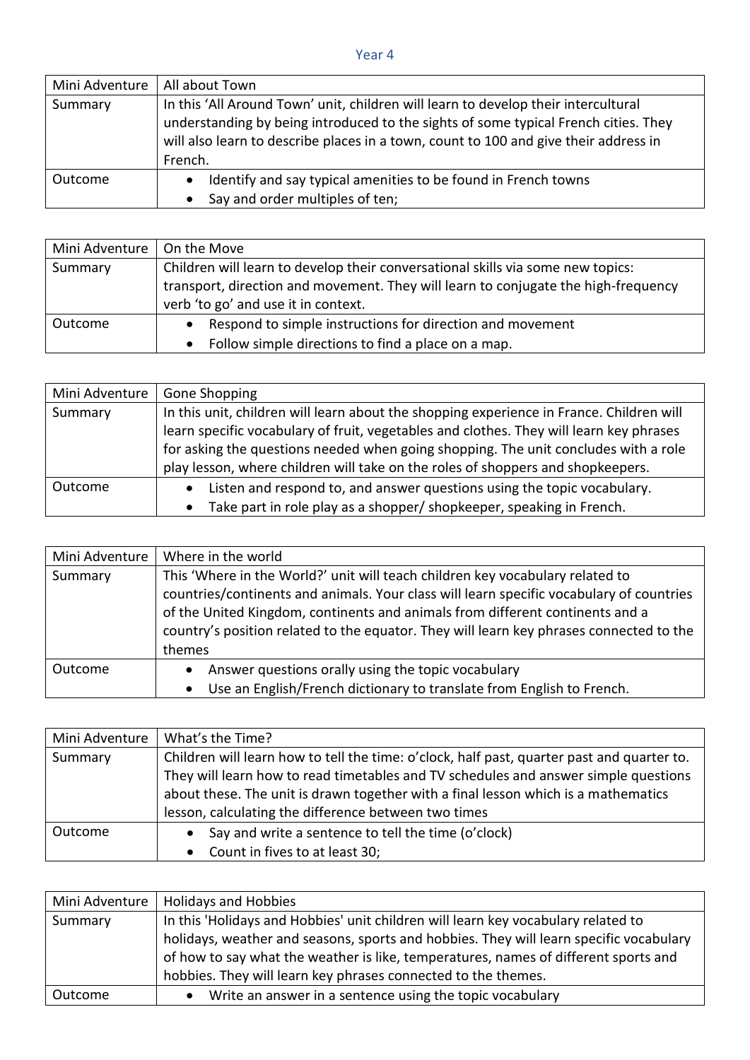## Year 4

| Mini Adventure | All about Town |
|---|---|
| Summary | In this 'All Around Town' unit, children will learn to develop their intercultural understanding by being introduced to the sights of some typical French cities. They will also learn to describe places in a town, count to 100 and give their address in French. |
| Outcome | • Identify and say typical amenities to be found in French towns<br>• Say and order multiples of ten; |

| Mini Adventure | On the Move |
|---|---|
| Summary | Children will learn to develop their conversational skills via some new topics: transport, direction and movement. They will learn to conjugate the high-frequency verb 'to go' and use it in context. |
| Outcome | • Respond to simple instructions for direction and movement<br>• Follow simple directions to find a place on a map. |

| Mini Adventure | Gone Shopping |
|---|---|
| Summary | In this unit, children will learn about the shopping experience in France. Children will learn specific vocabulary of fruit, vegetables and clothes. They will learn key phrases for asking the questions needed when going shopping. The unit concludes with a role play lesson, where children will take on the roles of shoppers and shopkeepers. |
| Outcome | • Listen and respond to, and answer questions using the topic vocabulary.<br>• Take part in role play as a shopper/ shopkeeper, speaking in French. |

| Mini Adventure | Where in the world |
|---|---|
| Summary | This 'Where in the World?' unit will teach children key vocabulary related to countries/continents and animals. Your class will learn specific vocabulary of countries of the United Kingdom, continents and animals from different continents and a country's position related to the equator. They will learn key phrases connected to the themes |
| Outcome | • Answer questions orally using the topic vocabulary<br>• Use an English/French dictionary to translate from English to French. |

| Mini Adventure | What's the Time? |
|---|---|
| Summary | Children will learn how to tell the time: o'clock, half past, quarter past and quarter to. They will learn how to read timetables and TV schedules and answer simple questions about these. The unit is drawn together with a final lesson which is a mathematics lesson, calculating the difference between two times |
| Outcome | • Say and write a sentence to tell the time (o'clock)<br>• Count in fives to at least 30; |

| Mini Adventure | Holidays and Hobbies |
|---|---|
| Summary | In this 'Holidays and Hobbies' unit children will learn key vocabulary related to holidays, weather and seasons, sports and hobbies. They will learn specific vocabulary of how to say what the weather is like, temperatures, names of different sports and hobbies. They will learn key phrases connected to the themes. |
| Outcome | • Write an answer in a sentence using the topic vocabulary |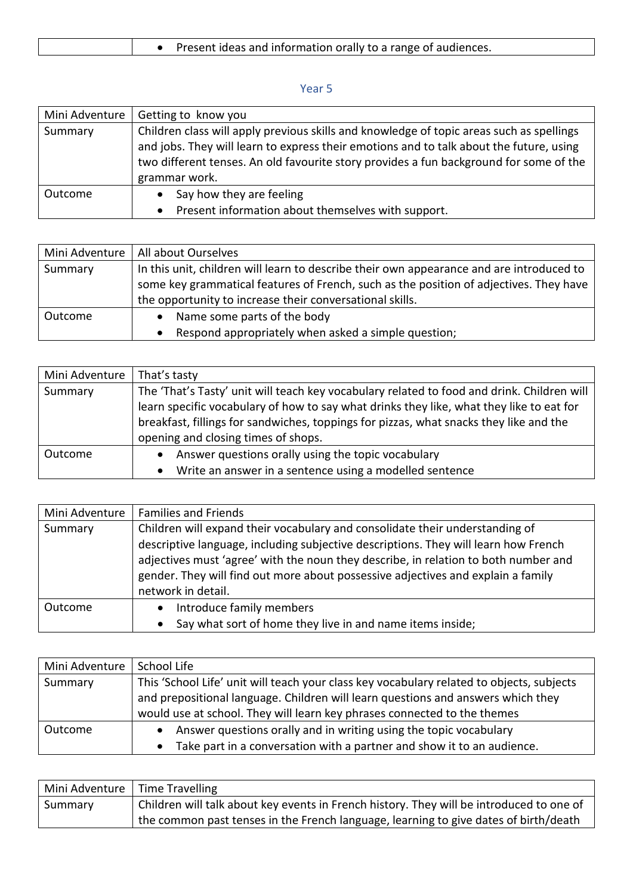| | • Present ideas and information orally to a range of audiences. |
|---|---|

## Year 5

| Mini Adventure | Getting to know you |
|---|---|
| Summary | Children class will apply previous skills and knowledge of topic areas such as spellings and jobs. They will learn to express their emotions and to talk about the future, using two different tenses. An old favourite story provides a fun background for some of the grammar work. |
| Outcome | • Say how they are feeling<br>• Present information about themselves with support. |

| Mini Adventure | All about Ourselves |
|---|---|
| Summary | In this unit, children will learn to describe their own appearance and are introduced to some key grammatical features of French, such as the position of adjectives. They have the opportunity to increase their conversational skills. |
| Outcome | • Name some parts of the body<br>• Respond appropriately when asked a simple question; |

| Mini Adventure | That's tasty |
|---|---|
| Summary | The 'That's Tasty' unit will teach key vocabulary related to food and drink. Children will learn specific vocabulary of how to say what drinks they like, what they like to eat for breakfast, fillings for sandwiches, toppings for pizzas, what snacks they like and the opening and closing times of shops. |
| Outcome | • Answer questions orally using the topic vocabulary<br>• Write an answer in a sentence using a modelled sentence |

| Mini Adventure | Families and Friends |
|---|---|
| Summary | Children will expand their vocabulary and consolidate their understanding of descriptive language, including subjective descriptions. They will learn how French adjectives must 'agree' with the noun they describe, in relation to both number and gender. They will find out more about possessive adjectives and explain a family network in detail. |
| Outcome | • Introduce family members<br>• Say what sort of home they live in and name items inside; |

| Mini Adventure | School Life |
|---|---|
| Summary | This 'School Life' unit will teach your class key vocabulary related to objects, subjects and prepositional language. Children will learn questions and answers which they would use at school. They will learn key phrases connected to the themes |
| Outcome | • Answer questions orally and in writing using the topic vocabulary<br>• Take part in a conversation with a partner and show it to an audience. |

| Mini Adventure | Time Travelling |
|---|---|
| Summary | Children will talk about key events in French history. They will be introduced to one of the common past tenses in the French language, learning to give dates of birth/death |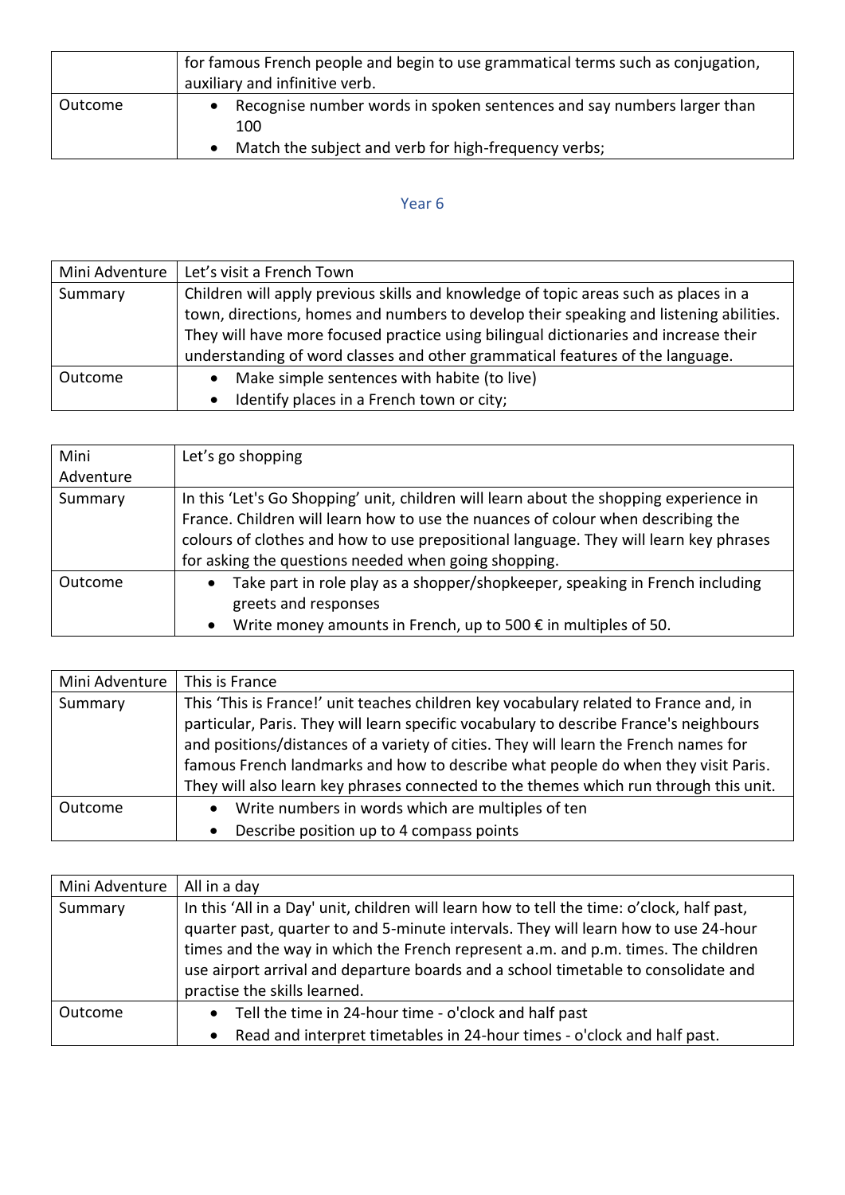| | |
|---|---|
| | for famous French people and begin to use grammatical terms such as conjugation, auxiliary and infinitive verb. |
| Outcome | • Recognise number words in spoken sentences and say numbers larger than 100<br>• Match the subject and verb for high-frequency verbs; |

## Year 6

| Mini Adventure | Let's visit a French Town |
|---|---|
| Summary | Children will apply previous skills and knowledge of topic areas such as places in a town, directions, homes and numbers to develop their speaking and listening abilities. They will have more focused practice using bilingual dictionaries and increase their understanding of word classes and other grammatical features of the language. |
| Outcome | • Make simple sentences with habite (to live)<br>• Identify places in a French town or city; |

| Mini Adventure | Let's go shopping |
|---|---|
| Summary | In this 'Let's Go Shopping' unit, children will learn about the shopping experience in France. Children will learn how to use the nuances of colour when describing the colours of clothes and how to use prepositional language. They will learn key phrases for asking the questions needed when going shopping. |
| Outcome | • Take part in role play as a shopper/shopkeeper, speaking in French including greets and responses<br>• Write money amounts in French, up to 500 € in multiples of 50. |

| Mini Adventure | This is France |
|---|---|
| Summary | This 'This is France!' unit teaches children key vocabulary related to France and, in particular, Paris. They will learn specific vocabulary to describe France's neighbours and positions/distances of a variety of cities. They will learn the French names for famous French landmarks and how to describe what people do when they visit Paris. They will also learn key phrases connected to the themes which run through this unit. |
| Outcome | • Write numbers in words which are multiples of ten<br>• Describe position up to 4 compass points |

| Mini Adventure | All in a day |
|---|---|
| Summary | In this 'All in a Day' unit, children will learn how to tell the time: o'clock, half past, quarter past, quarter to and 5-minute intervals. They will learn how to use 24-hour times and the way in which the French represent a.m. and p.m. times. The children use airport arrival and departure boards and a school timetable to consolidate and practise the skills learned. |
| Outcome | • Tell the time in 24-hour time - o'clock and half past<br>• Read and interpret timetables in 24-hour times - o'clock and half past. |